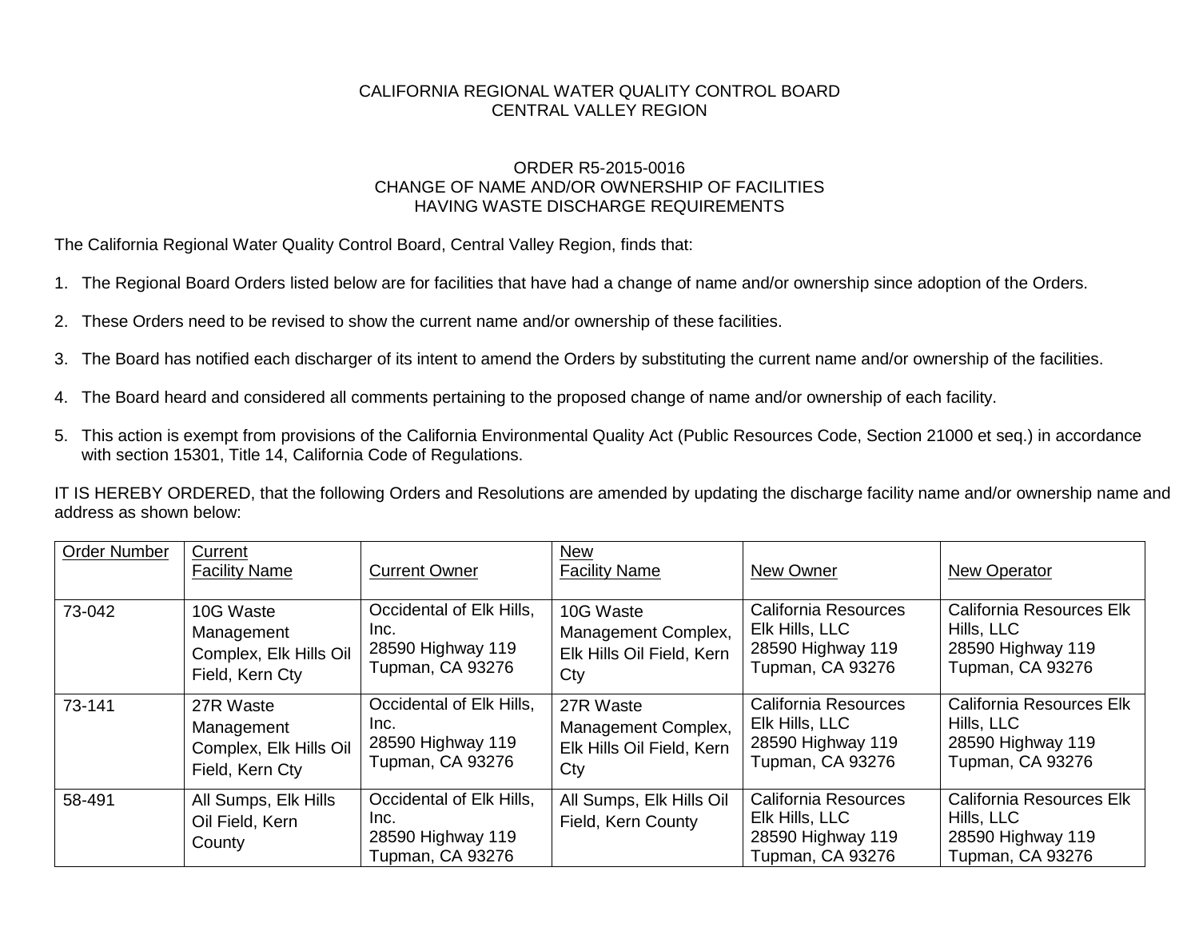CALIFORNIA REGIONAL WATER QUALITY CONTROL BOARD
CENTRAL VALLEY REGION

ORDER R5-2015-0016
CHANGE OF NAME AND/OR OWNERSHIP OF FACILITIES
HAVING WASTE DISCHARGE REQUIREMENTS

The California Regional Water Quality Control Board, Central Valley Region, finds that:

1. The Regional Board Orders listed below are for facilities that have had a change of name and/or ownership since adoption of the Orders.

2. These Orders need to be revised to show the current name and/or ownership of these facilities.

3. The Board has notified each discharger of its intent to amend the Orders by substituting the current name and/or ownership of the facilities.

4. The Board heard and considered all comments pertaining to the proposed change of name and/or ownership of each facility.

5. This action is exempt from provisions of the California Environmental Quality Act (Public Resources Code, Section 21000 et seq.) in accordance with section 15301, Title 14, California Code of Regulations.

IT IS HEREBY ORDERED, that the following Orders and Resolutions are amended by updating the discharge facility name and/or ownership name and address as shown below:

| Order Number | Current Facility Name | Current Owner | New Facility Name | New Owner | New Operator |
|---|---|---|---|---|---|
| 73-042 | 10G Waste Management Complex, Elk Hills Oil Field, Kern Cty | Occidental of Elk Hills, Inc.<br>28590 Highway 119<br>Tupman, CA 93276 | 10G Waste Management Complex, Elk Hills Oil Field, Kern Cty | California Resources Elk Hills, LLC<br>28590 Highway 119<br>Tupman, CA 93276 | California Resources Elk Hills, LLC<br>28590 Highway 119<br>Tupman, CA 93276 |
| 73-141 | 27R Waste Management Complex, Elk Hills Oil Field, Kern Cty | Occidental of Elk Hills, Inc.<br>28590 Highway 119<br>Tupman, CA 93276 | 27R Waste Management Complex, Elk Hills Oil Field, Kern Cty | California Resources Elk Hills, LLC<br>28590 Highway 119<br>Tupman, CA 93276 | California Resources Elk Hills, LLC<br>28590 Highway 119<br>Tupman, CA 93276 |
| 58-491 | All Sumps, Elk Hills Oil Field, Kern County | Occidental of Elk Hills, Inc.<br>28590 Highway 119<br>Tupman, CA 93276 | All Sumps, Elk Hills Oil Field, Kern County | California Resources Elk Hills, LLC<br>28590 Highway 119<br>Tupman, CA 93276 | California Resources Elk Hills, LLC<br>28590 Highway 119<br>Tupman, CA 93276 |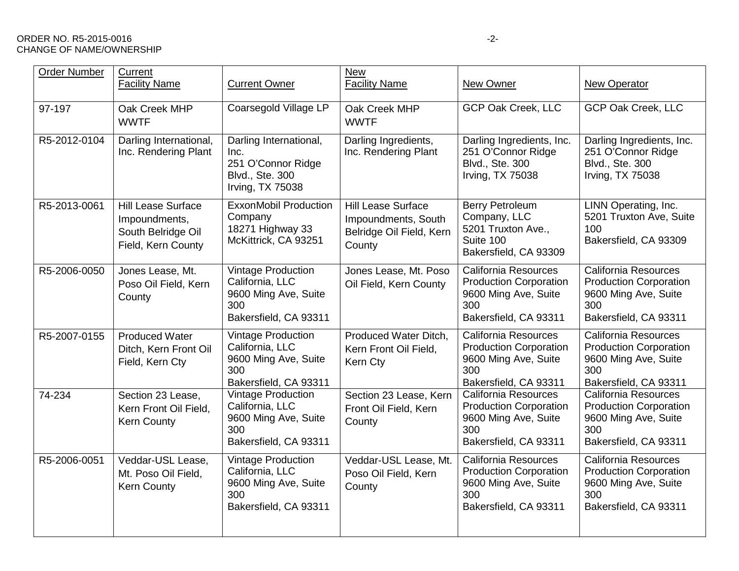| Order Number | Current Facility Name | Current Owner | New Facility Name | New Owner | New Operator |
|---|---|---|---|---|---|
| 97-197 | Oak Creek MHP WWTF | Coarsegold Village LP | Oak Creek MHP WWTF | GCP Oak Creek, LLC | GCP Oak Creek, LLC |
| R5-2012-0104 | Darling International, Inc. Rendering Plant | Darling International, Inc. 251 O'Connor Ridge Blvd., Ste. 300 Irving, TX 75038 | Darling Ingredients, Inc. Rendering Plant | Darling Ingredients, Inc. 251 O'Connor Ridge Blvd., Ste. 300 Irving, TX 75038 | Darling Ingredients, Inc. 251 O'Connor Ridge Blvd., Ste. 300 Irving, TX 75038 |
| R5-2013-0061 | Hill Lease Surface Impoundments, South Belridge Oil Field, Kern County | ExxonMobil Production Company 18271 Highway 33 McKittrick, CA 93251 | Hill Lease Surface Impoundments, South Belridge Oil Field, Kern County | Berry Petroleum Company, LLC 5201 Truxton Ave., Suite 100 Bakersfield, CA 93309 | LINN Operating, Inc. 5201 Truxton Ave, Suite 100 Bakersfield, CA 93309 |
| R5-2006-0050 | Jones Lease, Mt. Poso Oil Field, Kern County | Vintage Production California, LLC 9600 Ming Ave, Suite 300 Bakersfield, CA 93311 | Jones Lease, Mt. Poso Oil Field, Kern County | California Resources Production Corporation 9600 Ming Ave, Suite 300 Bakersfield, CA 93311 | California Resources Production Corporation 9600 Ming Ave, Suite 300 Bakersfield, CA 93311 |
| R5-2007-0155 | Produced Water Ditch, Kern Front Oil Field, Kern Cty | Vintage Production California, LLC 9600 Ming Ave, Suite 300 Bakersfield, CA 93311 | Produced Water Ditch, Kern Front Oil Field, Kern Cty | California Resources Production Corporation 9600 Ming Ave, Suite 300 Bakersfield, CA 93311 | California Resources Production Corporation 9600 Ming Ave, Suite 300 Bakersfield, CA 93311 |
| 74-234 | Section 23 Lease, Kern Front Oil Field, Kern County | Vintage Production California, LLC 9600 Ming Ave, Suite 300 Bakersfield, CA 93311 | Section 23 Lease, Kern Front Oil Field, Kern County | California Resources Production Corporation 9600 Ming Ave, Suite 300 Bakersfield, CA 93311 | California Resources Production Corporation 9600 Ming Ave, Suite 300 Bakersfield, CA 93311 |
| R5-2006-0051 | Veddar-USL Lease, Mt. Poso Oil Field, Kern County | Vintage Production California, LLC 9600 Ming Ave, Suite 300 Bakersfield, CA 93311 | Veddar-USL Lease, Mt. Poso Oil Field, Kern County | California Resources Production Corporation 9600 Ming Ave, Suite 300 Bakersfield, CA 93311 | California Resources Production Corporation 9600 Ming Ave, Suite 300 Bakersfield, CA 93311 |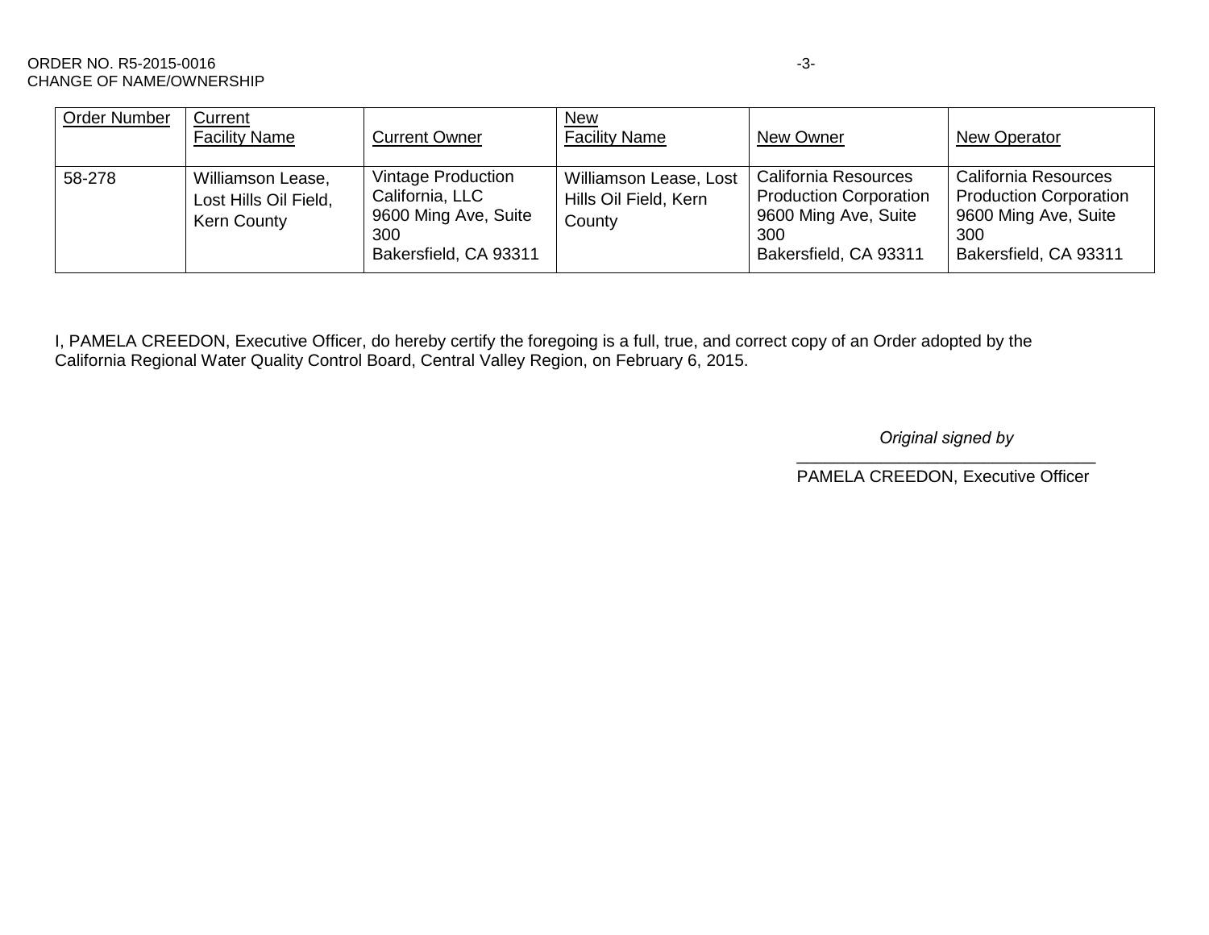| Order Number | Current Facility Name | Current Owner | New Facility Name | New Owner | New Operator |
| --- | --- | --- | --- | --- | --- |
| 58-278 | Williamson Lease, Lost Hills Oil Field, Kern County | Vintage Production California, LLC 9600 Ming Ave, Suite 300 Bakersfield, CA 93311 | Williamson Lease, Lost Hills Oil Field, Kern County | California Resources Production Corporation 9600 Ming Ave, Suite 300 Bakersfield, CA 93311 | California Resources Production Corporation 9600 Ming Ave, Suite 300 Bakersfield, CA 93311 |

I, PAMELA CREEDON, Executive Officer, do hereby certify the foregoing is a full, true, and correct copy of an Order adopted by the California Regional Water Quality Control Board, Central Valley Region, on February 6, 2015.

*Original signed by*

PAMELA CREEDON, Executive Officer